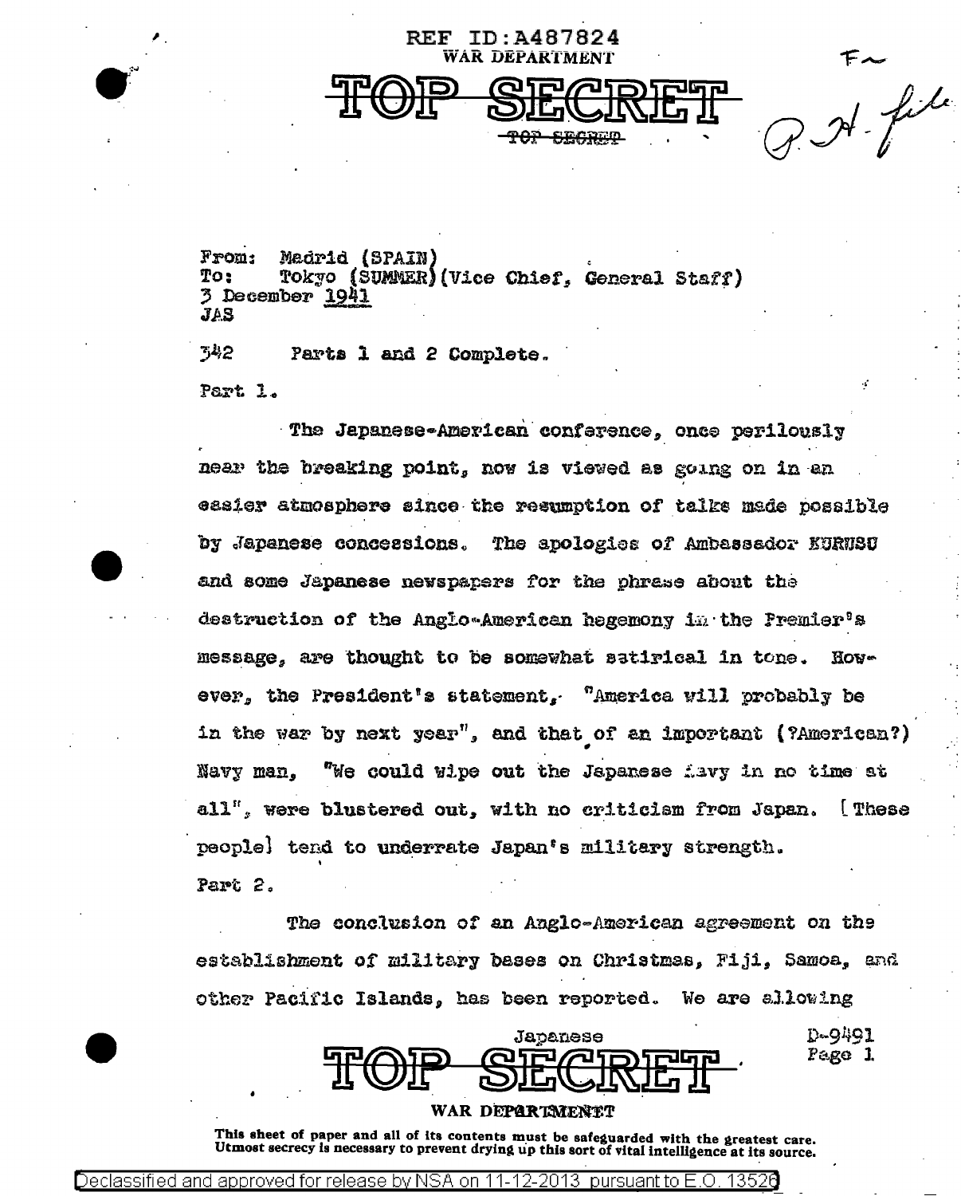REF ID:A487824

WAR DEPARTMENT

**TOP SECRET**

~~TOP SECRET~~

P.H. file

From: Madrid (SPAIN)
To: Tokyo (SUMMER)(Vice Chief, General Staff)
3 December 1941
JAS

342 Parts 1 and 2 Complete.

Part 1.

The Japanese-American conference, once perilously near the breaking point, now is viewed as going on in an easier atmosphere since the resumption of talks made possible by Japanese concessions. The apologies of Ambassador KURUSU and some Japanese newspapers for the phrase about the destruction of the Anglo-American hegemony in the Premier's message, are thought to be somewhat satirical in tone. However, the President's statement, "America will probably be in the war by next year", and that of an important (?American?) Navy man, "We could wipe out the Japanese Navy in no time at all", were blustered out, with no criticism from Japan. [These people] tend to underrate Japan's military strength.

Part 2.

The conclusion of an Anglo-American agreement on the establishment of military bases on Christmas, Fiji, Samoa, and other Pacific Islands, has been reported. We are allowing

Japanese

D-9491

**TOP SECRET**

WAR DEPARTMENT

This sheet of paper and all of its contents must be safeguarded with the greatest care. Utmost secrecy is necessary to prevent drying up this sort of vital intelligence at its source.

Declassified and approved for release by NSA on 11-12-2013 pursuant to E.O. 13526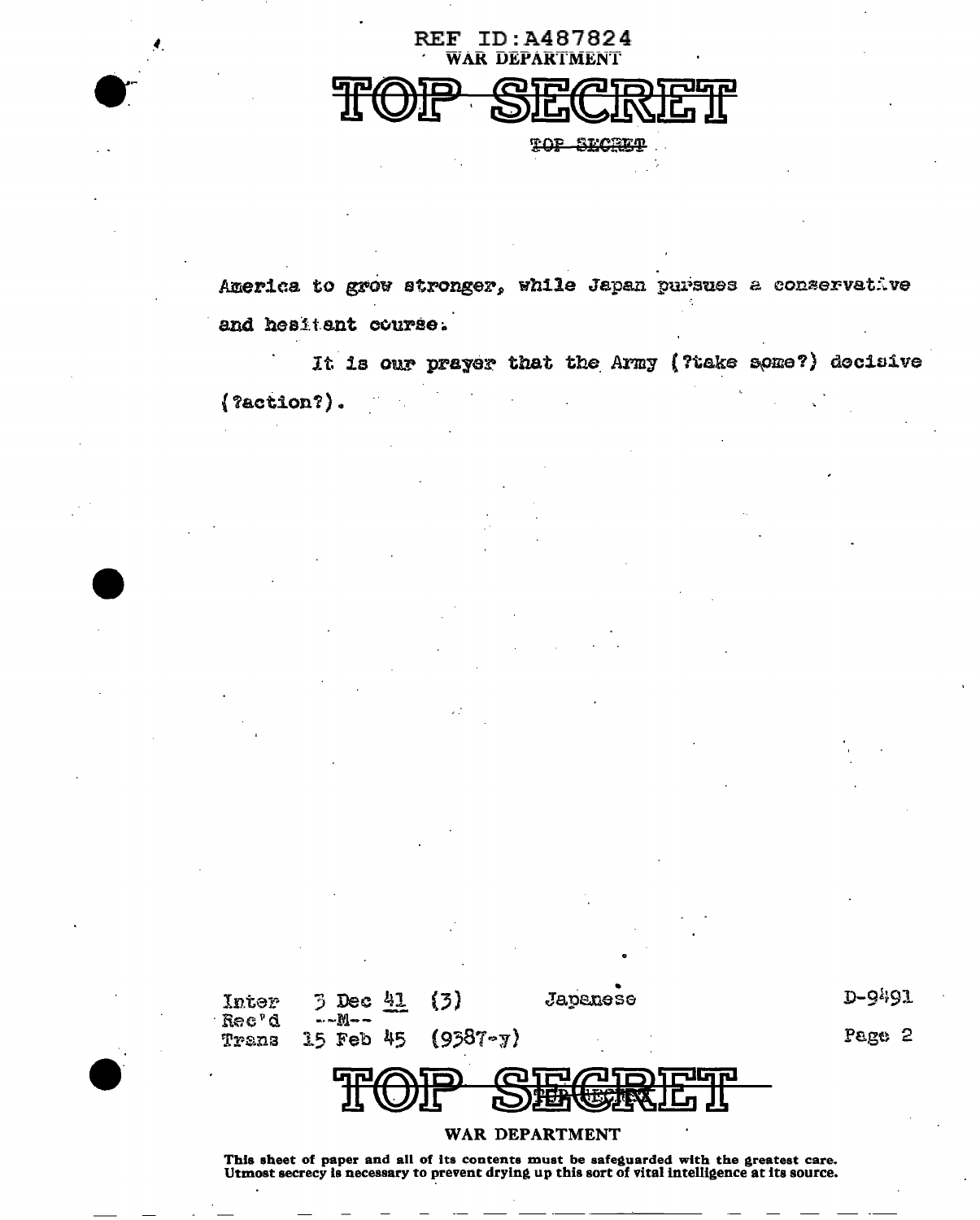REF ID:A487824

WAR DEPARTMENT

# TOP SECRET

America to grow stronger, while Japan pursues a conservative and hesitant course.

It is our prayer that the Army (?take some?) decisive (?action?).

Inter 3 Dec 41 (3) Japanese D-9491
Rec'd --M--
Trans 15 Feb 45 (9387-y)

# TOP SECRET

WAR DEPARTMENT

This sheet of paper and all of its contents must be safeguarded with the greatest care. Utmost secrecy is necessary to prevent drying up this sort of vital intelligence at its source.